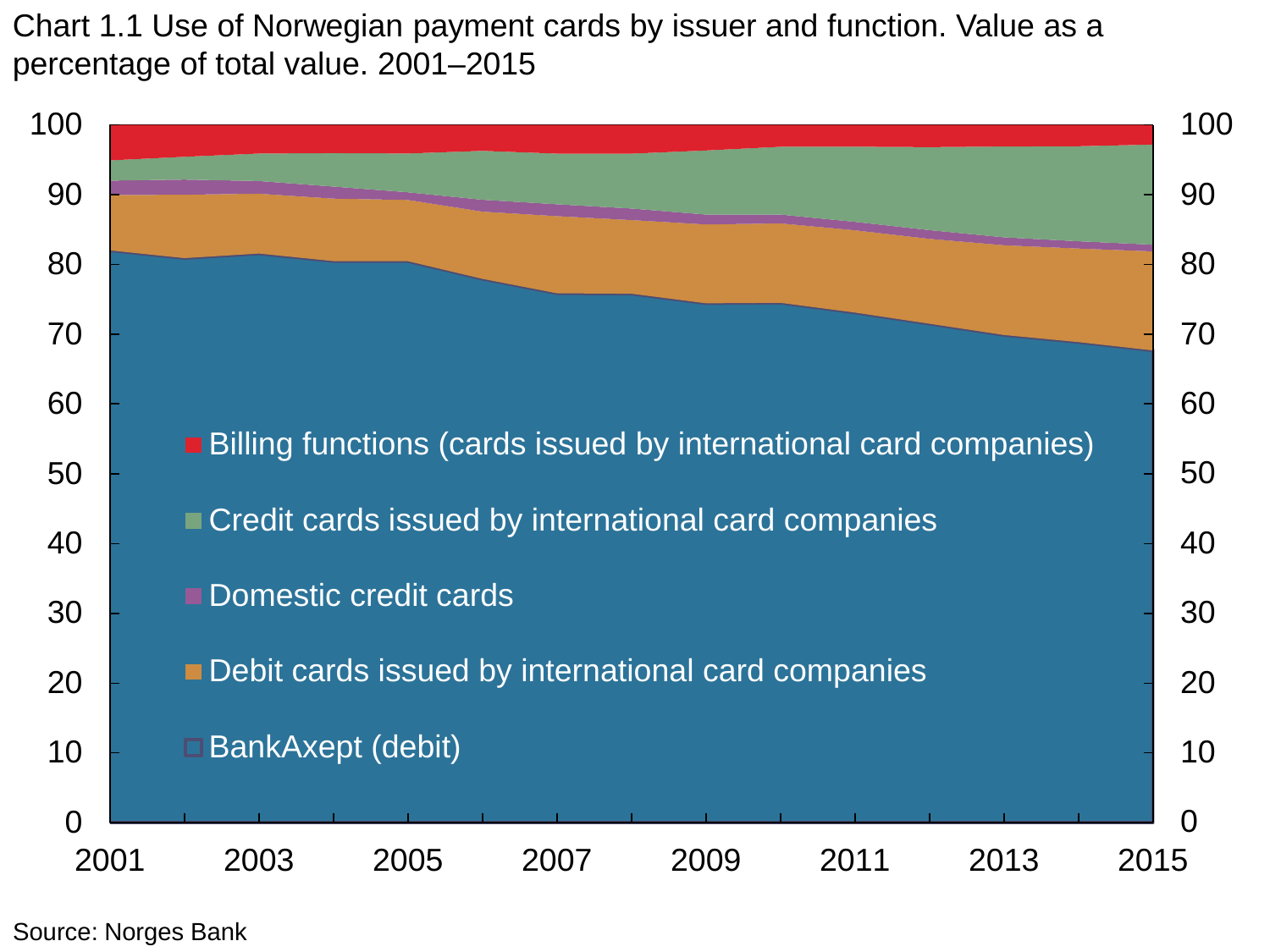Chart 1.1 Use of Norwegian payment cards by issuer and function. Value as a percentage of total value. 2001–2015

Source: Norges Bank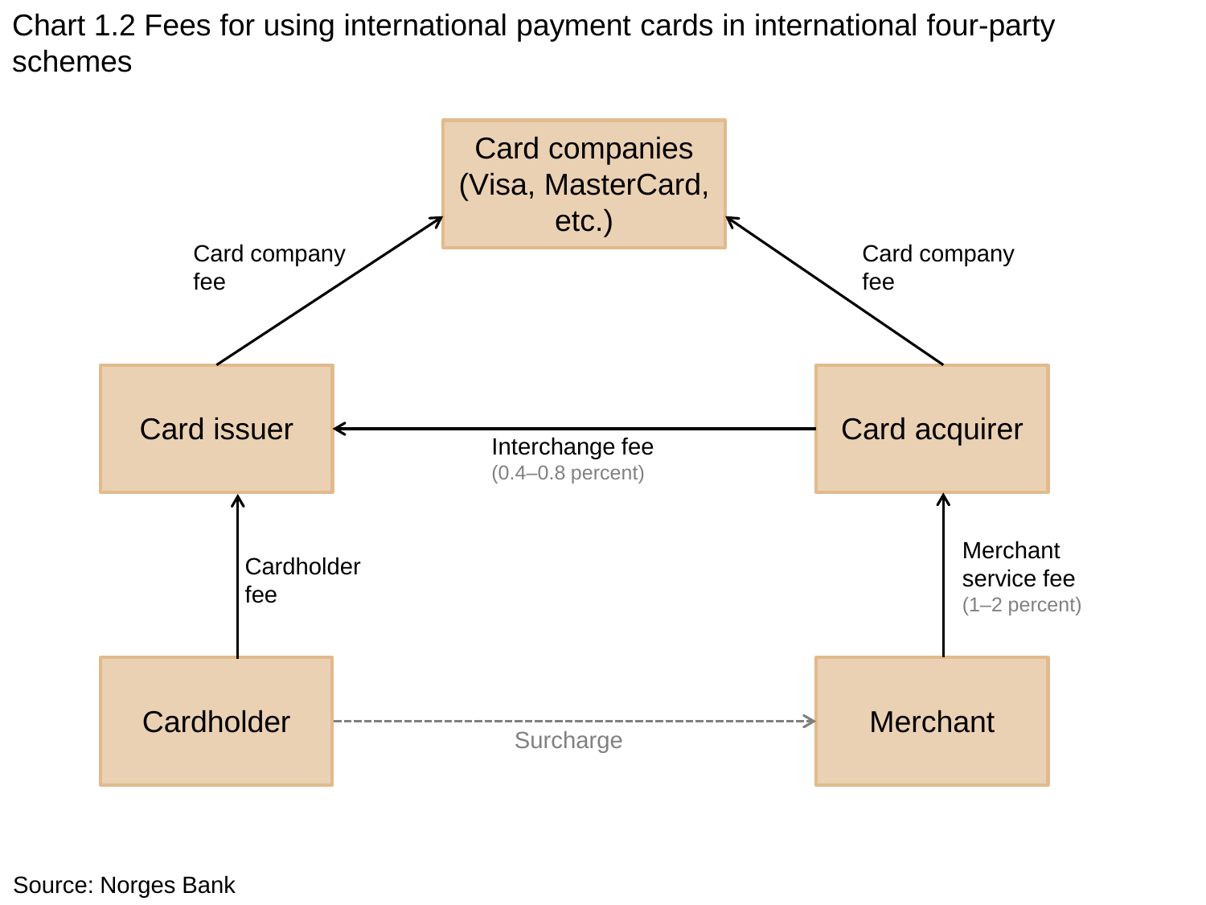Chart 1.2 Fees for using international payment cards in international four-party schemes

Card companies (Visa, MasterCard, etc.)

Card company fee

Card company fee

Card issuer

Interchange fee
(0.4–0.8 percent)

Card acquirer

Cardholder fee

Merchant service fee
(1–2 percent)

Cardholder

Surcharge

Merchant

Source: Norges Bank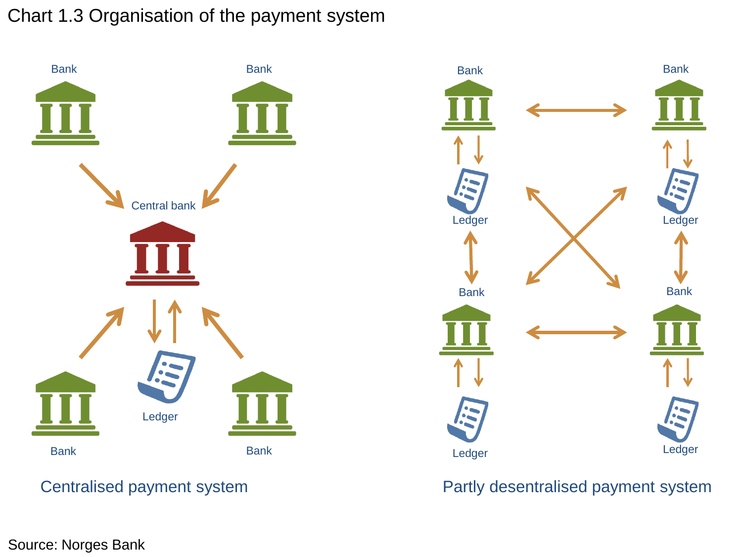Chart 1.3 Organisation of the payment system

Bank

Bank

Central bank

Ledger

Bank

Bank

Centralised payment system

Bank

Bank

Ledger

Ledger

Bank

Bank

Ledger

Ledger

Partly desentralised payment system

Source: Norges Bank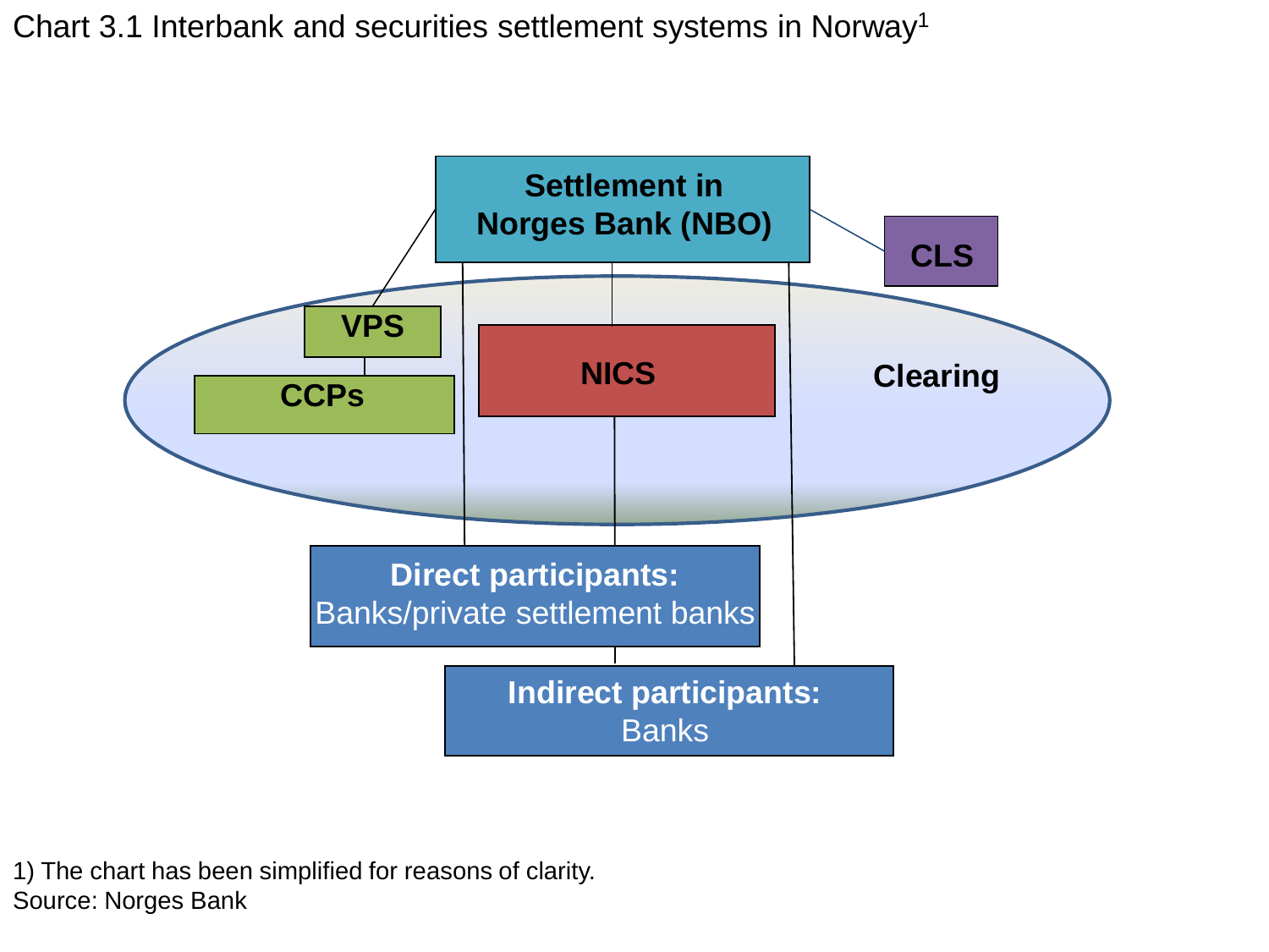Chart 3.1 Interbank and securities settlement systems in Norway[1]

Settlement in Norges Bank (NBO)

CLS

VPS

CCPs

NICS

Clearing

**Direct participants:**
Banks/private settlement banks

**Indirect participants:**
Banks

1) The chart has been simplified for reasons of clarity.
Source: Norges Bank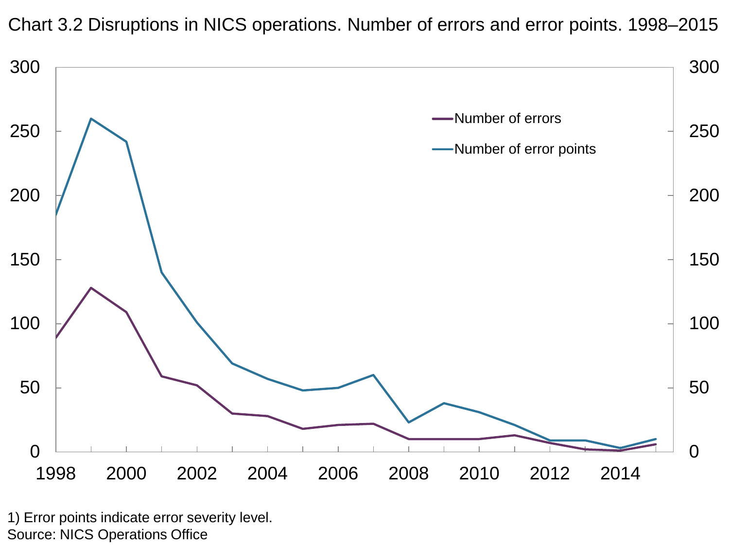Chart 3.2 Disruptions in NICS operations. Number of errors and error points. 1998–2015

1) Error points indicate error severity level.
Source: NICS Operations Office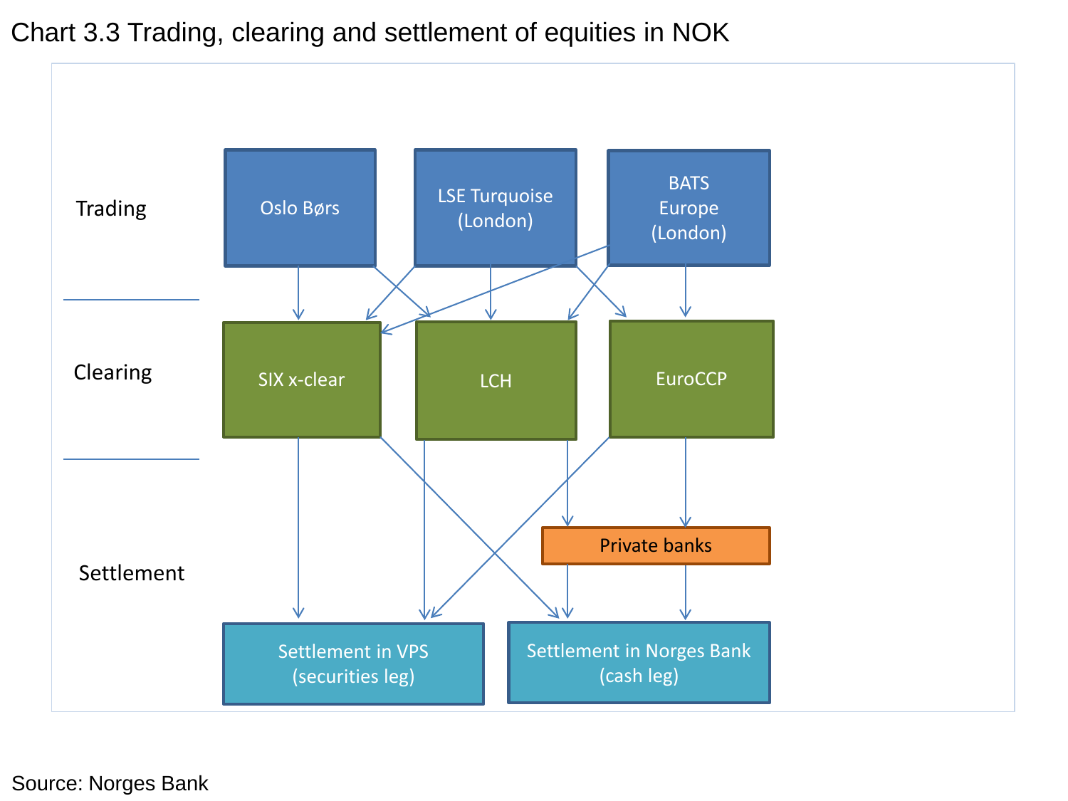Chart 3.3 Trading, clearing and settlement of equities in NOK

Trading

Oslo Børs

LSE Turquoise (London)

BATS Europe (London)

Clearing

SIX x-clear

LCH

EuroCCP

Settlement

Private banks

Settlement in VPS (securities leg)

Settlement in Norges Bank (cash leg)

Source: Norges Bank